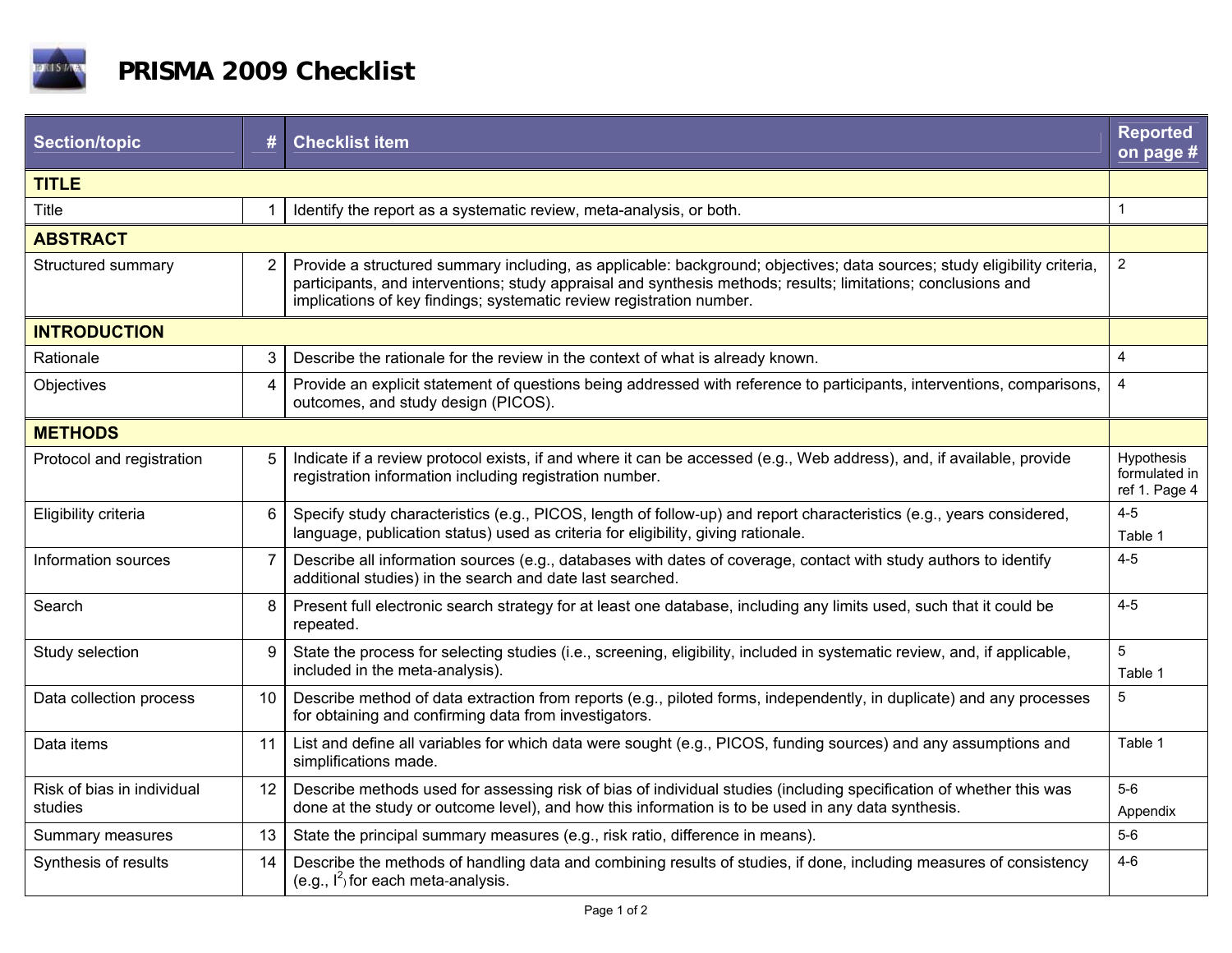# PRISMA 2009 Checklist

| Section/topic | # | Checklist item | Reported on page # |
|---|---|---|---|
| **TITLE** | | | |
| Title | 1 | Identify the report as a systematic review, meta-analysis, or both. | 1 |
| **ABSTRACT** | | | |
| Structured summary | 2 | Provide a structured summary including, as applicable: background; objectives; data sources; study eligibility criteria, participants, and interventions; study appraisal and synthesis methods; results; limitations; conclusions and implications of key findings; systematic review registration number. | 2 |
| **INTRODUCTION** | | | |
| Rationale | 3 | Describe the rationale for the review in the context of what is already known. | 4 |
| Objectives | 4 | Provide an explicit statement of questions being addressed with reference to participants, interventions, comparisons, outcomes, and study design (PICOS). | 4 |
| **METHODS** | | | |
| Protocol and registration | 5 | Indicate if a review protocol exists, if and where it can be accessed (e.g., Web address), and, if available, provide registration information including registration number. | Hypothesis formulated in ref 1. Page 4 |
| Eligibility criteria | 6 | Specify study characteristics (e.g., PICOS, length of follow-up) and report characteristics (e.g., years considered, language, publication status) used as criteria for eligibility, giving rationale. | 4-5 Table 1 |
| Information sources | 7 | Describe all information sources (e.g., databases with dates of coverage, contact with study authors to identify additional studies) in the search and date last searched. | 4-5 |
| Search | 8 | Present full electronic search strategy for at least one database, including any limits used, such that it could be repeated. | 4-5 |
| Study selection | 9 | State the process for selecting studies (i.e., screening, eligibility, included in systematic review, and, if applicable, included in the meta-analysis). | 5 Table 1 |
| Data collection process | 10 | Describe method of data extraction from reports (e.g., piloted forms, independently, in duplicate) and any processes for obtaining and confirming data from investigators. | 5 |
| Data items | 11 | List and define all variables for which data were sought (e.g., PICOS, funding sources) and any assumptions and simplifications made. | Table 1 |
| Risk of bias in individual studies | 12 | Describe methods used for assessing risk of bias of individual studies (including specification of whether this was done at the study or outcome level), and how this information is to be used in any data synthesis. | 5-6 Appendix |
| Summary measures | 13 | State the principal summary measures (e.g., risk ratio, difference in means). | 5-6 |
| Synthesis of results | 14 | Describe the methods of handling data and combining results of studies, if done, including measures of consistency (e.g., $I^2$) for each meta-analysis. | 4-6 |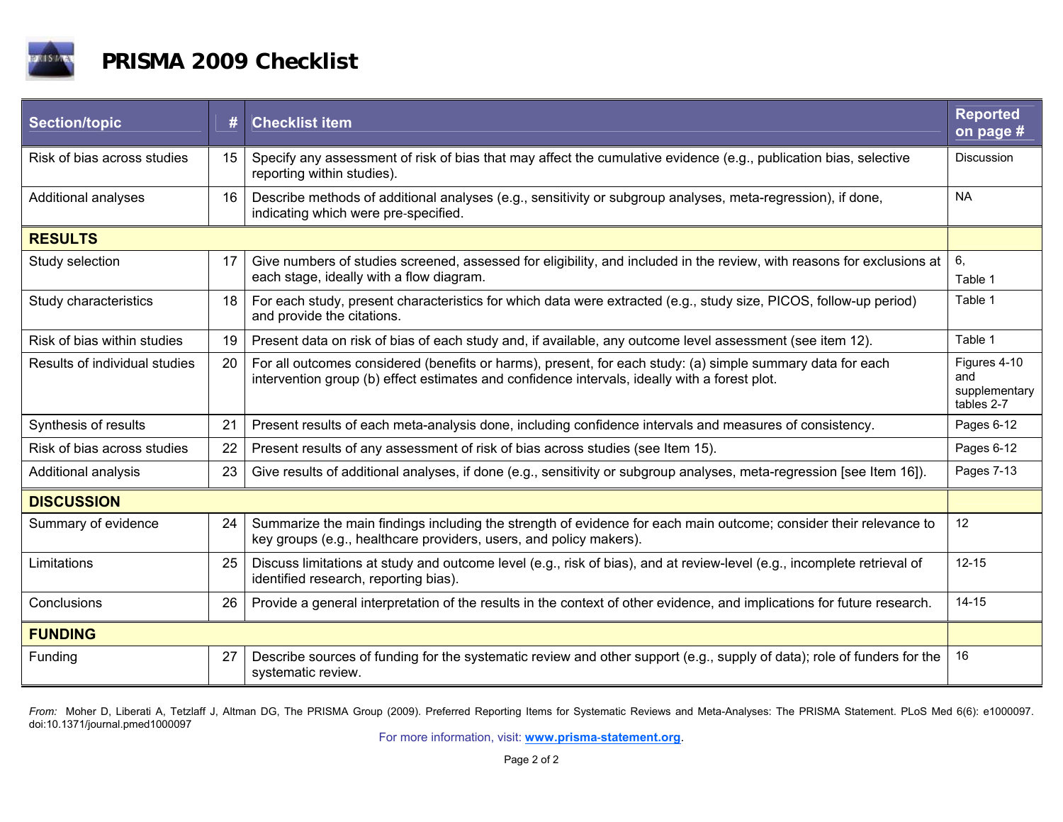# PRISMA 2009 Checklist

| Section/topic | # | Checklist item | Reported on page # |
|---|---|---|---|
| Risk of bias across studies | 15 | Specify any assessment of risk of bias that may affect the cumulative evidence (e.g., publication bias, selective reporting within studies). | Discussion |
| Additional analyses | 16 | Describe methods of additional analyses (e.g., sensitivity or subgroup analyses, meta-regression), if done, indicating which were pre-specified. | NA |
| **RESULTS** | | | |
| Study selection | 17 | Give numbers of studies screened, assessed for eligibility, and included in the review, with reasons for exclusions at each stage, ideally with a flow diagram. | 6, Table 1 |
| Study characteristics | 18 | For each study, present characteristics for which data were extracted (e.g., study size, PICOS, follow-up period) and provide the citations. | Table 1 |
| Risk of bias within studies | 19 | Present data on risk of bias of each study and, if available, any outcome level assessment (see item 12). | Table 1 |
| Results of individual studies | 20 | For all outcomes considered (benefits or harms), present, for each study: (a) simple summary data for each intervention group (b) effect estimates and confidence intervals, ideally with a forest plot. | Figures 4-10 and supplementary tables 2-7 |
| Synthesis of results | 21 | Present results of each meta-analysis done, including confidence intervals and measures of consistency. | Pages 6-12 |
| Risk of bias across studies | 22 | Present results of any assessment of risk of bias across studies (see Item 15). | Pages 6-12 |
| Additional analysis | 23 | Give results of additional analyses, if done (e.g., sensitivity or subgroup analyses, meta-regression [see Item 16]). | Pages 7-13 |
| **DISCUSSION** | | | |
| Summary of evidence | 24 | Summarize the main findings including the strength of evidence for each main outcome; consider their relevance to key groups (e.g., healthcare providers, users, and policy makers). | 12 |
| Limitations | 25 | Discuss limitations at study and outcome level (e.g., risk of bias), and at review-level (e.g., incomplete retrieval of identified research, reporting bias). | 12-15 |
| Conclusions | 26 | Provide a general interpretation of the results in the context of other evidence, and implications for future research. | 14-15 |
| **FUNDING** | | | |
| Funding | 27 | Describe sources of funding for the systematic review and other support (e.g., supply of data); role of funders for the systematic review. | 16 |

*From:* Moher D, Liberati A, Tetzlaff J, Altman DG, The PRISMA Group (2009). Preferred Reporting Items for Systematic Reviews and Meta-Analyses: The PRISMA Statement. PLoS Med 6(6): e1000097. doi:10.1371/journal.pmed1000097

For more information, visit: **www.prisma-statement.org**.